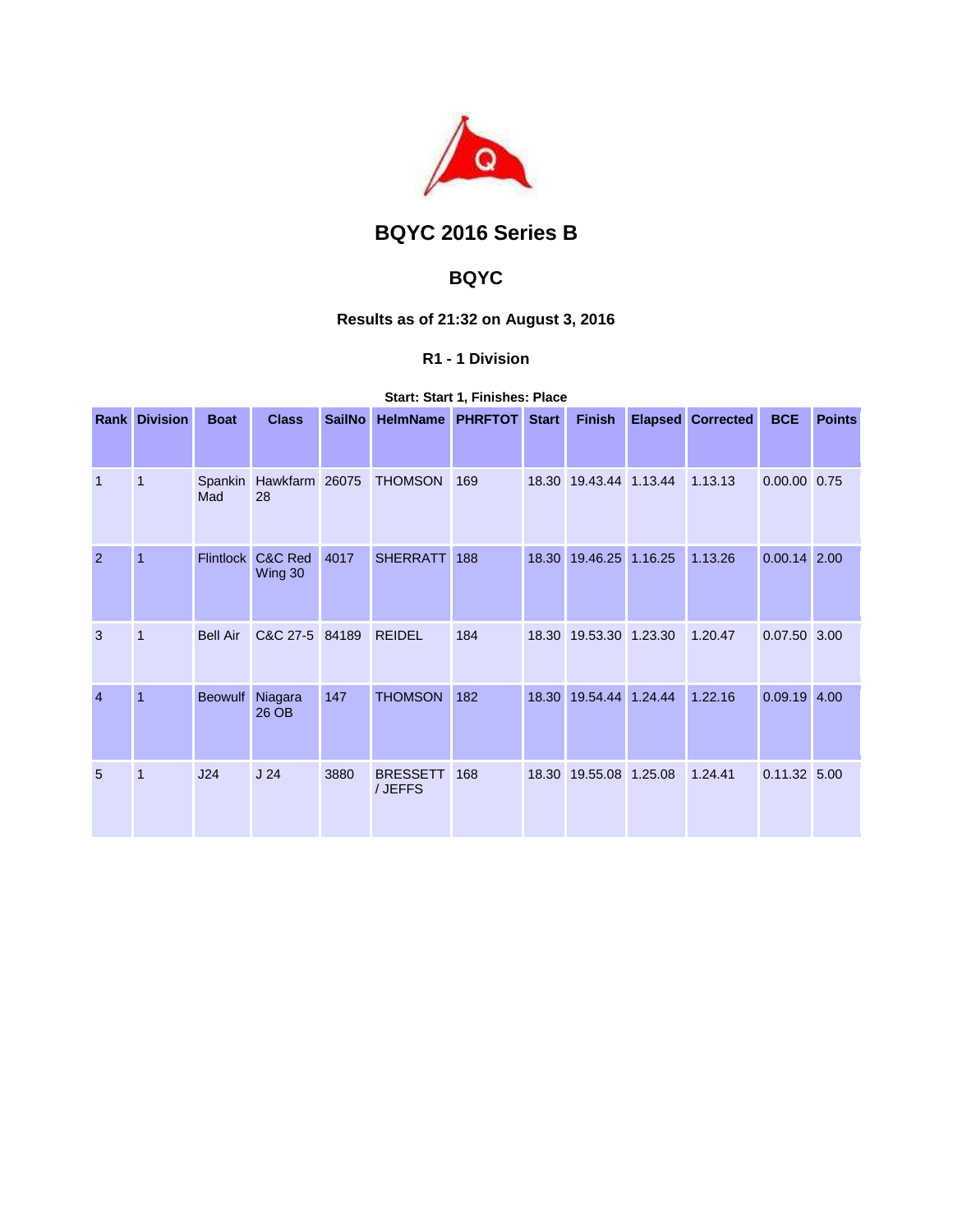# BQYC 2016 Series B

## BQYC

### Results as of 21:32 on August 3, 2016

### R1 - 1 Division

**Start: Start 1, Finishes: Place**

| Rank | Division | Boat | Class | SailNo | HelmName | PHRFTOT | Start | Finish | Elapsed | Corrected | BCE | Points |
|---|---|---|---|---|---|---|---|---|---|---|---|---|
| 1 | 1 | Spankin Mad | Hawkfarm 28 | 26075 | THOMSON | 169 | 18.30 | 19.43.44 | 1.13.44 | 1.13.13 | 0.00.00 | 0.75 |
| 2 | 1 | Flintlock | C&C Red Wing 30 | 4017 | SHERRATT | 188 | 18.30 | 19.46.25 | 1.16.25 | 1.13.26 | 0.00.14 | 2.00 |
| 3 | 1 | Bell Air | C&C 27-5 | 84189 | REIDEL | 184 | 18.30 | 19.53.30 | 1.23.30 | 1.20.47 | 0.07.50 | 3.00 |
| 4 | 1 | Beowulf | Niagara 26 OB | 147 | THOMSON | 182 | 18.30 | 19.54.44 | 1.24.44 | 1.22.16 | 0.09.19 | 4.00 |
| 5 | 1 | J24 | J 24 | 3880 | BRESSETT / JEFFS | 168 | 18.30 | 19.55.08 | 1.25.08 | 1.24.41 | 0.11.32 | 5.00 |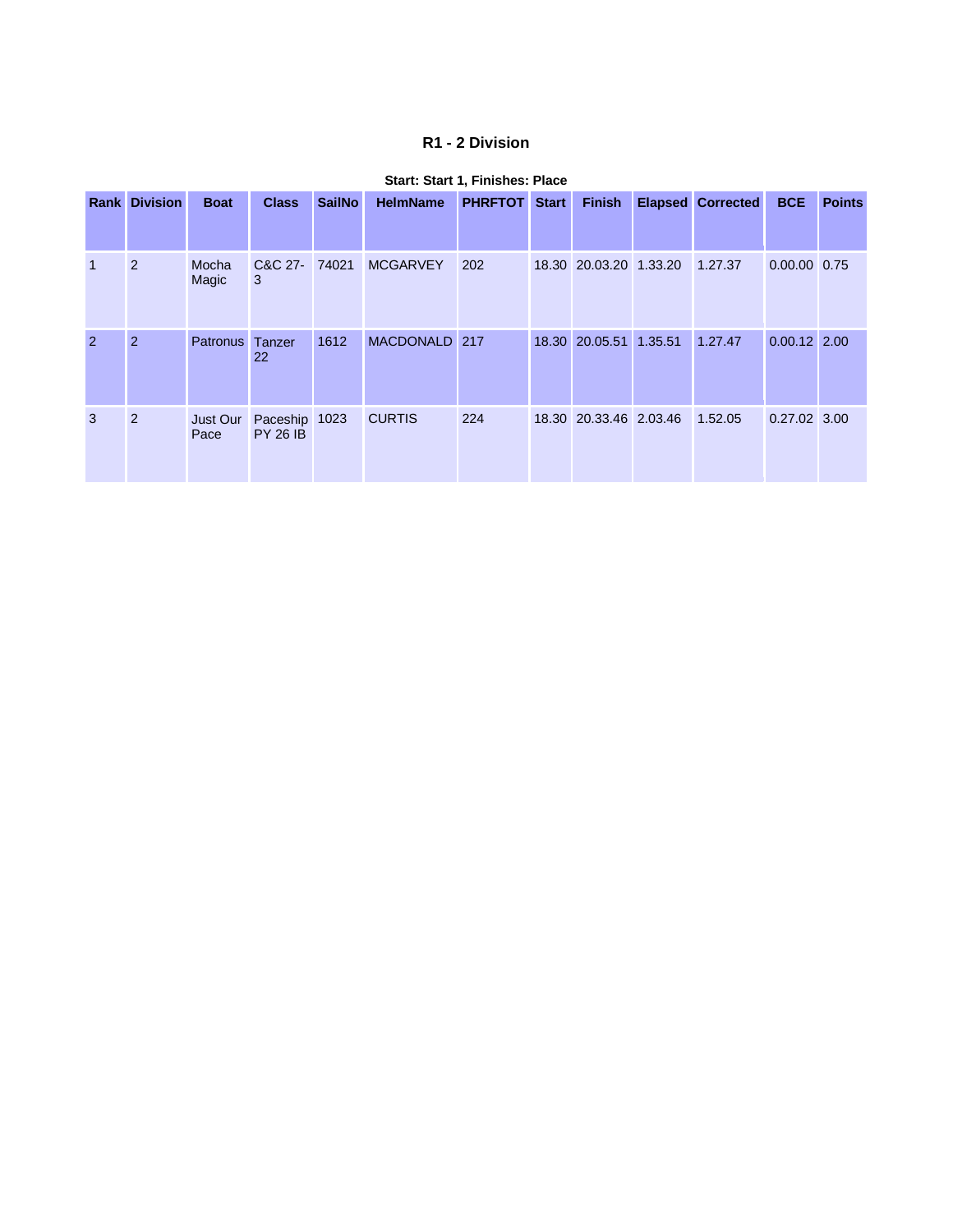## R1 - 2 Division

**Start: Start 1, Finishes: Place**

| Rank | Division | Boat | Class | SailNo | HelmName | PHRFTOT | Start | Finish | Elapsed | Corrected | BCE | Points |
|---|---|---|---|---|---|---|---|---|---|---|---|---|
| 1 | 2 | Mocha Magic | C&C 27-3 | 74021 | MCGARVEY | 202 | 18.30 | 20.03.20 | 1.33.20 | 1.27.37 | 0.00.00 | 0.75 |
| 2 | 2 | Patronus | Tanzer 22 | 1612 | MACDONALD | 217 | 18.30 | 20.05.51 | 1.35.51 | 1.27.47 | 0.00.12 | 2.00 |
| 3 | 2 | Just Our Pace | Paceship PY 26 IB | 1023 | CURTIS | 224 | 18.30 | 20.33.46 | 2.03.46 | 1.52.05 | 0.27.02 | 3.00 |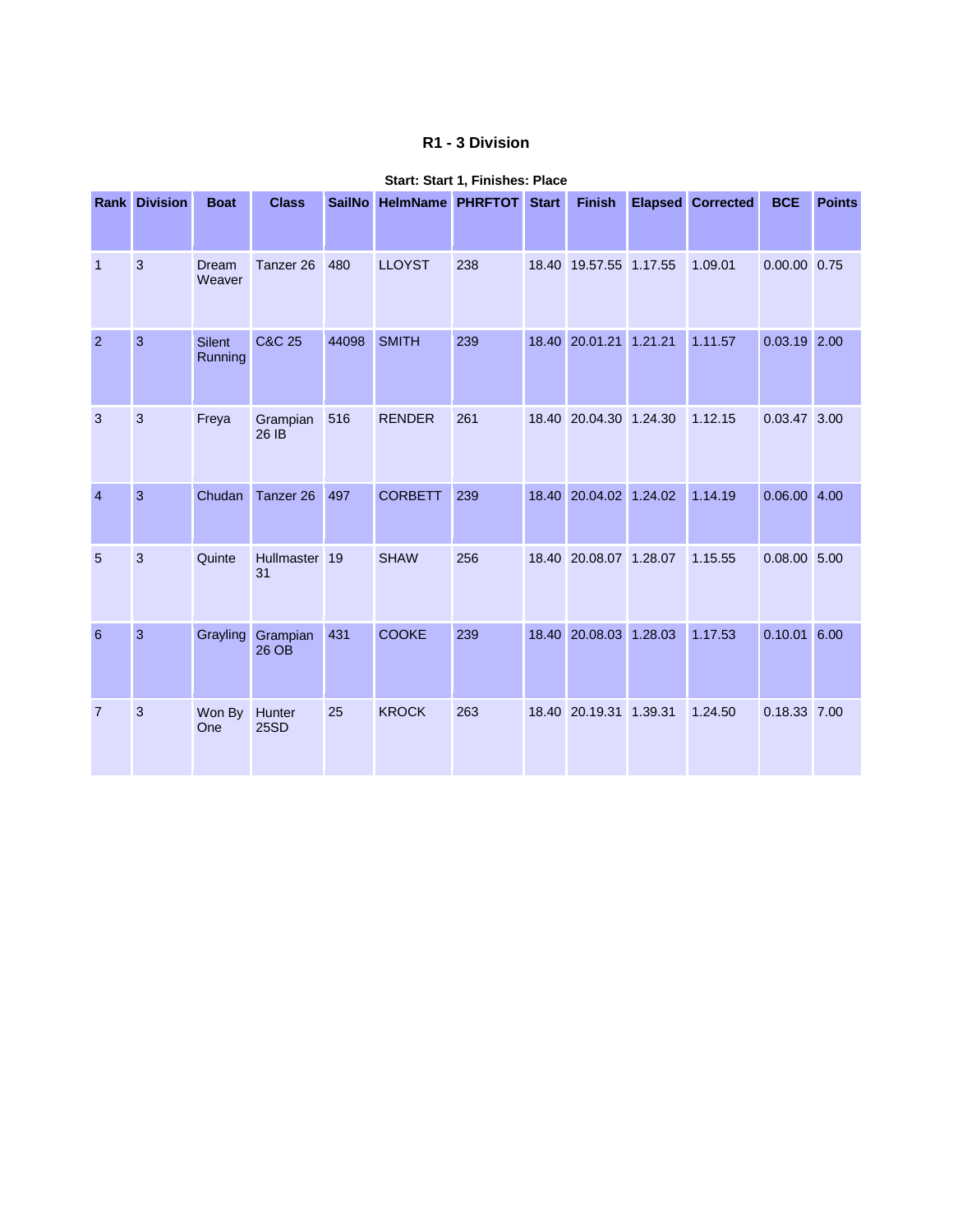### R1 - 3 Division

**Start: Start 1, Finishes: Place**

| Rank | Division | Boat | Class | SailNo | HelmName | PHRFTOT | Start | Finish | Elapsed | Corrected | BCE | Points |
|---|---|---|---|---|---|---|---|---|---|---|---|---|
| 1 | 3 | Dream Weaver | Tanzer 26 | 480 | LLOYST | 238 | 18.40 | 19.57.55 | 1.17.55 | 1.09.01 | 0.00.00 | 0.75 |
| 2 | 3 | Silent Running | C&C 25 | 44098 | SMITH | 239 | 18.40 | 20.01.21 | 1.21.21 | 1.11.57 | 0.03.19 | 2.00 |
| 3 | 3 | Freya | Grampian 26 IB | 516 | RENDER | 261 | 18.40 | 20.04.30 | 1.24.30 | 1.12.15 | 0.03.47 | 3.00 |
| 4 | 3 | Chudan | Tanzer 26 | 497 | CORBETT | 239 | 18.40 | 20.04.02 | 1.24.02 | 1.14.19 | 0.06.00 | 4.00 |
| 5 | 3 | Quinte | Hullmaster 31 | 19 | SHAW | 256 | 18.40 | 20.08.07 | 1.28.07 | 1.15.55 | 0.08.00 | 5.00 |
| 6 | 3 | Grayling | Grampian 26 OB | 431 | COOKE | 239 | 18.40 | 20.08.03 | 1.28.03 | 1.17.53 | 0.10.01 | 6.00 |
| 7 | 3 | Won By One | Hunter 25SD | 25 | KROCK | 263 | 18.40 | 20.19.31 | 1.39.31 | 1.24.50 | 0.18.33 | 7.00 |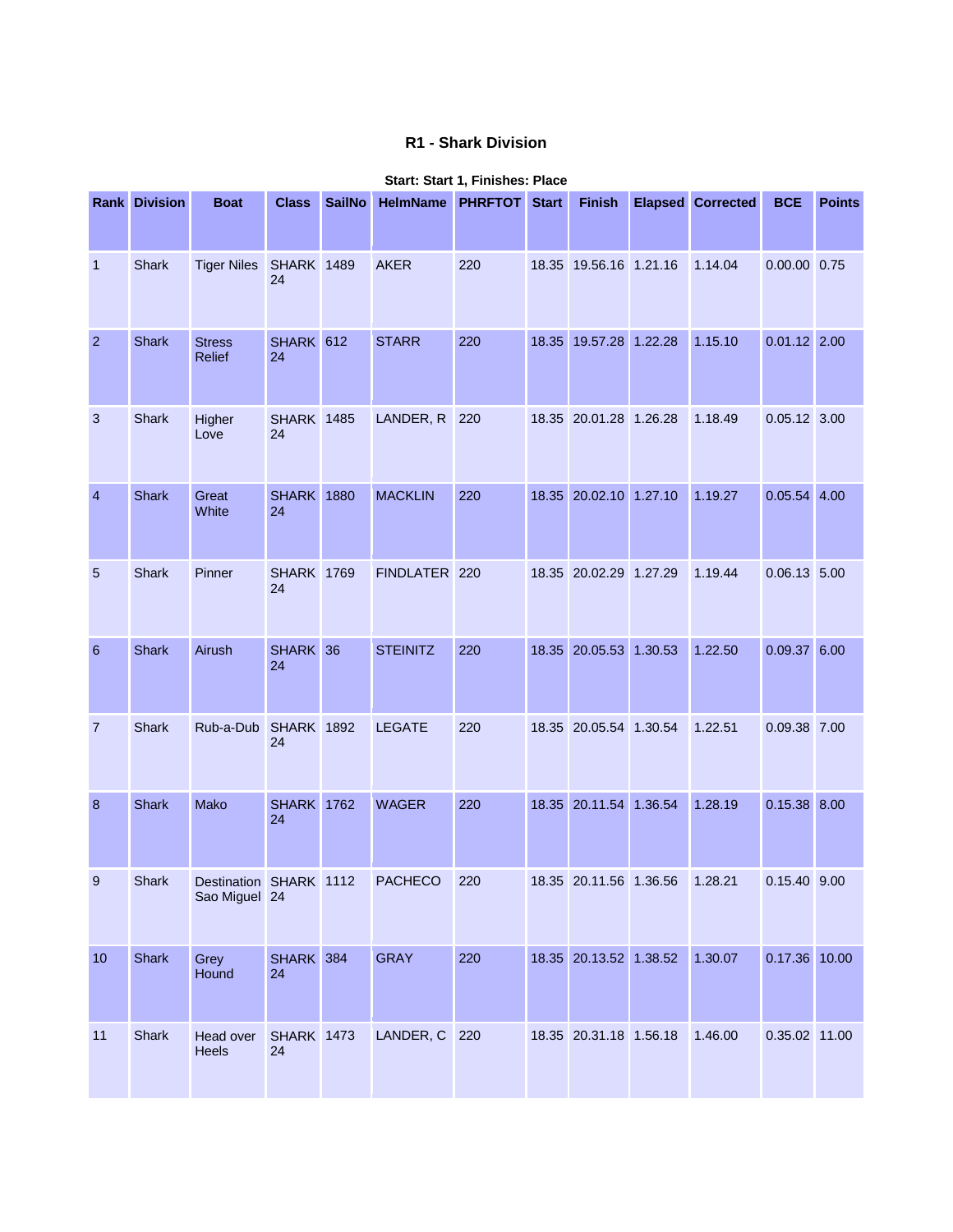### R1 - Shark Division

**Start: Start 1, Finishes: Place**

| Rank | Division | Boat | Class | SailNo | HelmName | PHRFTOT | Start | Finish | Elapsed | Corrected | BCE | Points |
|---|---|---|---|---|---|---|---|---|---|---|---|---|
| 1 | Shark | Tiger Niles | SHARK 24 | 1489 | AKER | 220 | 18.35 | 19.56.16 | 1.21.16 | 1.14.04 | 0.00.00 | 0.75 |
| 2 | Shark | Stress Relief | SHARK 24 | 612 | STARR | 220 | 18.35 | 19.57.28 | 1.22.28 | 1.15.10 | 0.01.12 | 2.00 |
| 3 | Shark | Higher Love | SHARK 24 | 1485 | LANDER, R | 220 | 18.35 | 20.01.28 | 1.26.28 | 1.18.49 | 0.05.12 | 3.00 |
| 4 | Shark | Great White | SHARK 24 | 1880 | MACKLIN | 220 | 18.35 | 20.02.10 | 1.27.10 | 1.19.27 | 0.05.54 | 4.00 |
| 5 | Shark | Pinner | SHARK 24 | 1769 | FINDLATER | 220 | 18.35 | 20.02.29 | 1.27.29 | 1.19.44 | 0.06.13 | 5.00 |
| 6 | Shark | Airush | SHARK 24 | 36 | STEINITZ | 220 | 18.35 | 20.05.53 | 1.30.53 | 1.22.50 | 0.09.37 | 6.00 |
| 7 | Shark | Rub-a-Dub | SHARK 24 | 1892 | LEGATE | 220 | 18.35 | 20.05.54 | 1.30.54 | 1.22.51 | 0.09.38 | 7.00 |
| 8 | Shark | Mako | SHARK 24 | 1762 | WAGER | 220 | 18.35 | 20.11.54 | 1.36.54 | 1.28.19 | 0.15.38 | 8.00 |
| 9 | Shark | Destination Sao Miguel | SHARK 24 | 1112 | PACHECO | 220 | 18.35 | 20.11.56 | 1.36.56 | 1.28.21 | 0.15.40 | 9.00 |
| 10 | Shark | Grey Hound | SHARK 24 | 384 | GRAY | 220 | 18.35 | 20.13.52 | 1.38.52 | 1.30.07 | 0.17.36 | 10.00 |
| 11 | Shark | Head over Heels | SHARK 24 | 1473 | LANDER, C | 220 | 18.35 | 20.31.18 | 1.56.18 | 1.46.00 | 0.35.02 | 11.00 |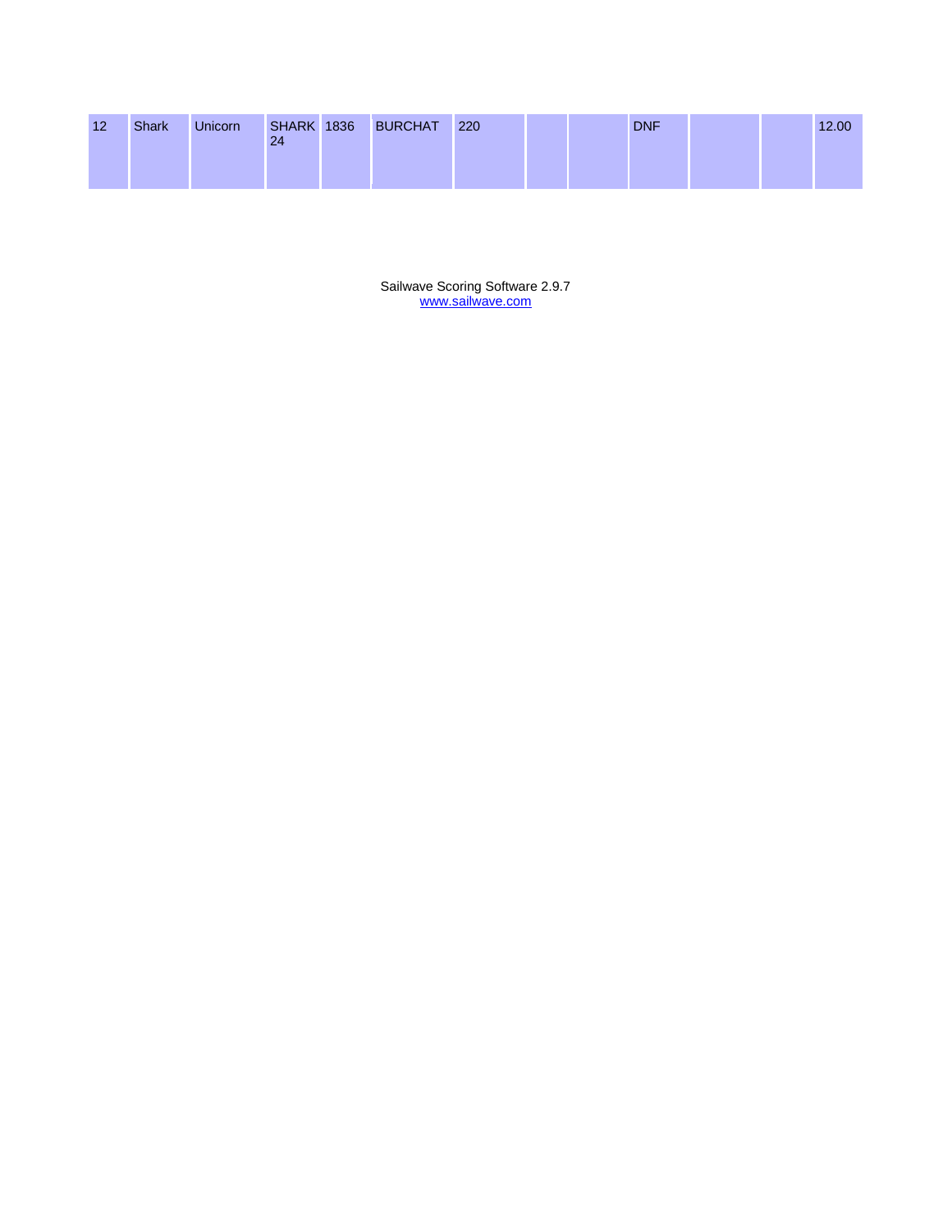| | | | | | | | | | | | | |
|---|---|---|---|---|---|---|---|---|---|---|---|---|
| 12 | Shark | Unicorn | SHARK 24 | 1836 | BURCHAT | 220 | | | DNF | | | 12.00 |

Sailwave Scoring Software 2.9.7
[www.sailwave.com](http://www.sailwave.com)